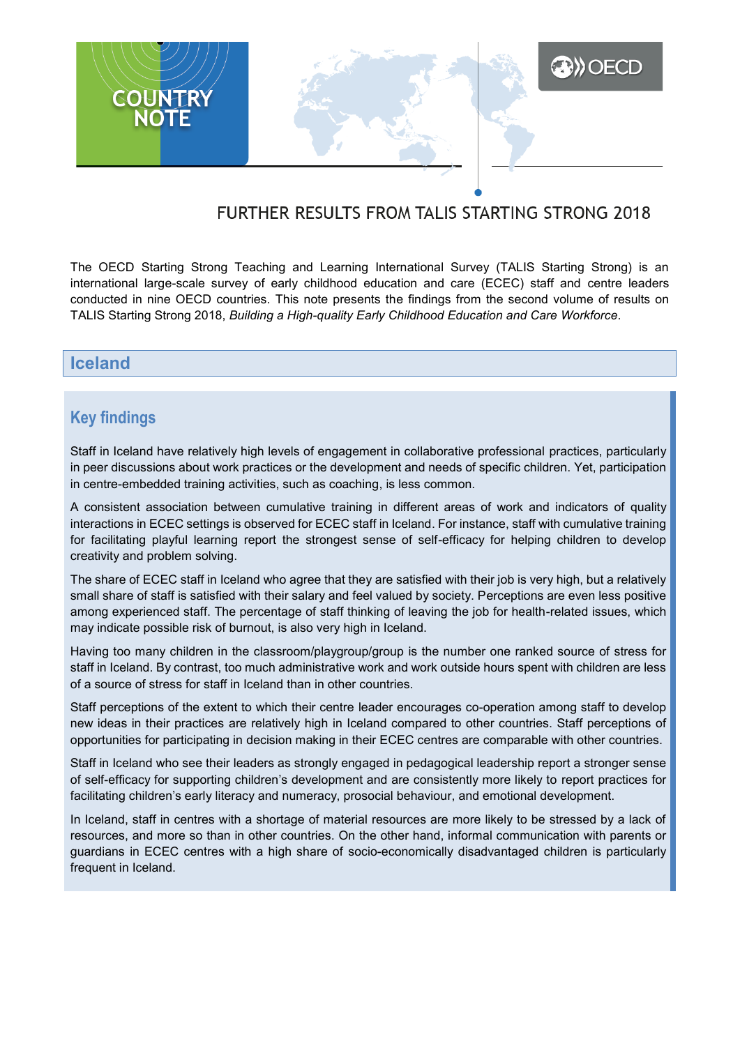COUNTRY NOTE

OECD

# FURTHER RESULTS FROM TALIS STARTING STRONG 2018

The OECD Starting Strong Teaching and Learning International Survey (TALIS Starting Strong) is an international large-scale survey of early childhood education and care (ECEC) staff and centre leaders conducted in nine OECD countries. This note presents the findings from the second volume of results on TALIS Starting Strong 2018, *Building a High-quality Early Childhood Education and Care Workforce*.

## Iceland

### Key findings

Staff in Iceland have relatively high levels of engagement in collaborative professional practices, particularly in peer discussions about work practices or the development and needs of specific children. Yet, participation in centre-embedded training activities, such as coaching, is less common.

A consistent association between cumulative training in different areas of work and indicators of quality interactions in ECEC settings is observed for ECEC staff in Iceland. For instance, staff with cumulative training for facilitating playful learning report the strongest sense of self-efficacy for helping children to develop creativity and problem solving.

The share of ECEC staff in Iceland who agree that they are satisfied with their job is very high, but a relatively small share of staff is satisfied with their salary and feel valued by society. Perceptions are even less positive among experienced staff. The percentage of staff thinking of leaving the job for health-related issues, which may indicate possible risk of burnout, is also very high in Iceland.

Having too many children in the classroom/playgroup/group is the number one ranked source of stress for staff in Iceland. By contrast, too much administrative work and work outside hours spent with children are less of a source of stress for staff in Iceland than in other countries.

Staff perceptions of the extent to which their centre leader encourages co-operation among staff to develop new ideas in their practices are relatively high in Iceland compared to other countries. Staff perceptions of opportunities for participating in decision making in their ECEC centres are comparable with other countries.

Staff in Iceland who see their leaders as strongly engaged in pedagogical leadership report a stronger sense of self-efficacy for supporting children's development and are consistently more likely to report practices for facilitating children's early literacy and numeracy, prosocial behaviour, and emotional development.

In Iceland, staff in centres with a shortage of material resources are more likely to be stressed by a lack of resources, and more so than in other countries. On the other hand, informal communication with parents or guardians in ECEC centres with a high share of socio-economically disadvantaged children is particularly frequent in Iceland.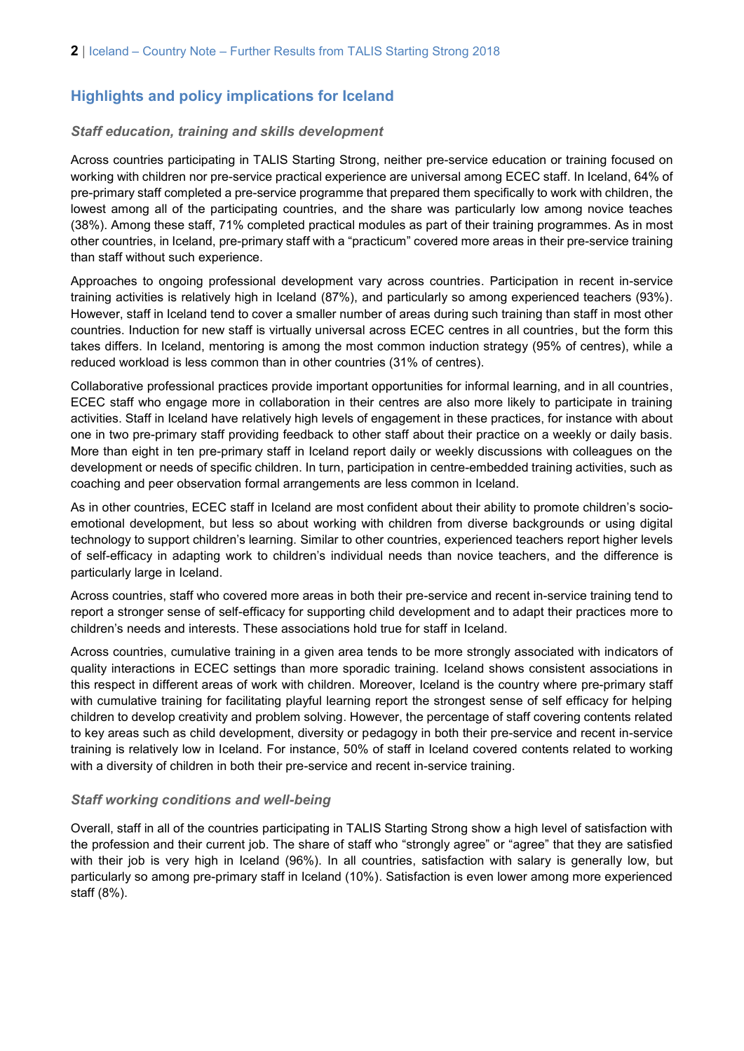## Highlights and policy implications for Iceland

### *Staff education, training and skills development*

Across countries participating in TALIS Starting Strong, neither pre-service education or training focused on working with children nor pre-service practical experience are universal among ECEC staff. In Iceland, 64% of pre-primary staff completed a pre-service programme that prepared them specifically to work with children, the lowest among all of the participating countries, and the share was particularly low among novice teaches (38%). Among these staff, 71% completed practical modules as part of their training programmes. As in most other countries, in Iceland, pre-primary staff with a "practicum" covered more areas in their pre-service training than staff without such experience.

Approaches to ongoing professional development vary across countries. Participation in recent in-service training activities is relatively high in Iceland (87%), and particularly so among experienced teachers (93%). However, staff in Iceland tend to cover a smaller number of areas during such training than staff in most other countries. Induction for new staff is virtually universal across ECEC centres in all countries, but the form this takes differs. In Iceland, mentoring is among the most common induction strategy (95% of centres), while a reduced workload is less common than in other countries (31% of centres).

Collaborative professional practices provide important opportunities for informal learning, and in all countries, ECEC staff who engage more in collaboration in their centres are also more likely to participate in training activities. Staff in Iceland have relatively high levels of engagement in these practices, for instance with about one in two pre-primary staff providing feedback to other staff about their practice on a weekly or daily basis. More than eight in ten pre-primary staff in Iceland report daily or weekly discussions with colleagues on the development or needs of specific children. In turn, participation in centre-embedded training activities, such as coaching and peer observation formal arrangements are less common in Iceland.

As in other countries, ECEC staff in Iceland are most confident about their ability to promote children's socio-emotional development, but less so about working with children from diverse backgrounds or using digital technology to support children's learning. Similar to other countries, experienced teachers report higher levels of self-efficacy in adapting work to children's individual needs than novice teachers, and the difference is particularly large in Iceland.

Across countries, staff who covered more areas in both their pre-service and recent in-service training tend to report a stronger sense of self-efficacy for supporting child development and to adapt their practices more to children's needs and interests. These associations hold true for staff in Iceland.

Across countries, cumulative training in a given area tends to be more strongly associated with indicators of quality interactions in ECEC settings than more sporadic training. Iceland shows consistent associations in this respect in different areas of work with children. Moreover, Iceland is the country where pre-primary staff with cumulative training for facilitating playful learning report the strongest sense of self efficacy for helping children to develop creativity and problem solving. However, the percentage of staff covering contents related to key areas such as child development, diversity or pedagogy in both their pre-service and recent in-service training is relatively low in Iceland. For instance, 50% of staff in Iceland covered contents related to working with a diversity of children in both their pre-service and recent in-service training.

### *Staff working conditions and well-being*

Overall, staff in all of the countries participating in TALIS Starting Strong show a high level of satisfaction with the profession and their current job. The share of staff who "strongly agree" or "agree" that they are satisfied with their job is very high in Iceland (96%). In all countries, satisfaction with salary is generally low, but particularly so among pre-primary staff in Iceland (10%). Satisfaction is even lower among more experienced staff (8%).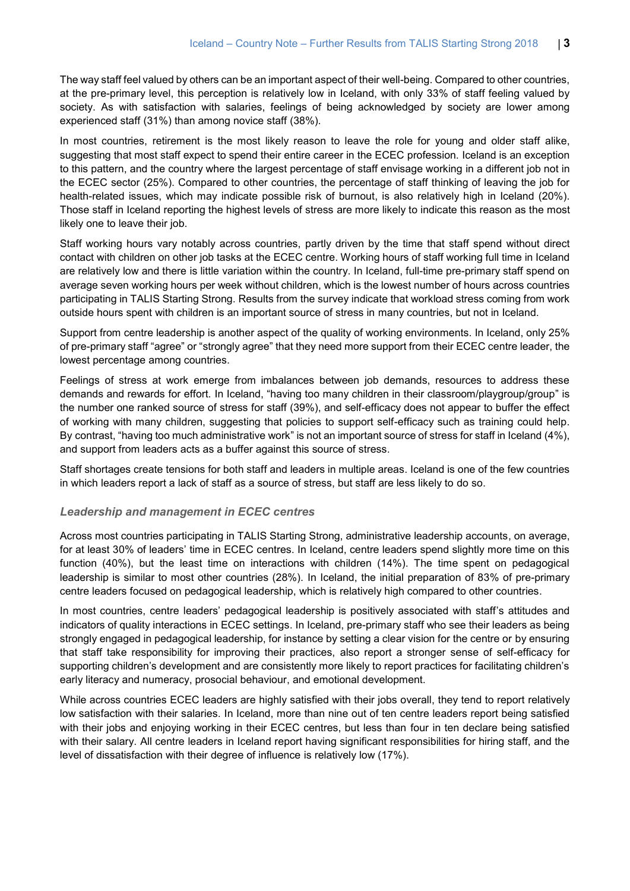The way staff feel valued by others can be an important aspect of their well-being. Compared to other countries, at the pre-primary level, this perception is relatively low in Iceland, with only 33% of staff feeling valued by society. As with satisfaction with salaries, feelings of being acknowledged by society are lower among experienced staff (31%) than among novice staff (38%).

In most countries, retirement is the most likely reason to leave the role for young and older staff alike, suggesting that most staff expect to spend their entire career in the ECEC profession. Iceland is an exception to this pattern, and the country where the largest percentage of staff envisage working in a different job not in the ECEC sector (25%). Compared to other countries, the percentage of staff thinking of leaving the job for health-related issues, which may indicate possible risk of burnout, is also relatively high in Iceland (20%). Those staff in Iceland reporting the highest levels of stress are more likely to indicate this reason as the most likely one to leave their job.

Staff working hours vary notably across countries, partly driven by the time that staff spend without direct contact with children on other job tasks at the ECEC centre. Working hours of staff working full time in Iceland are relatively low and there is little variation within the country. In Iceland, full-time pre-primary staff spend on average seven working hours per week without children, which is the lowest number of hours across countries participating in TALIS Starting Strong. Results from the survey indicate that workload stress coming from work outside hours spent with children is an important source of stress in many countries, but not in Iceland.

Support from centre leadership is another aspect of the quality of working environments. In Iceland, only 25% of pre-primary staff "agree" or "strongly agree" that they need more support from their ECEC centre leader, the lowest percentage among countries.

Feelings of stress at work emerge from imbalances between job demands, resources to address these demands and rewards for effort. In Iceland, "having too many children in their classroom/playgroup/group" is the number one ranked source of stress for staff (39%), and self-efficacy does not appear to buffer the effect of working with many children, suggesting that policies to support self-efficacy such as training could help. By contrast, "having too much administrative work" is not an important source of stress for staff in Iceland (4%), and support from leaders acts as a buffer against this source of stress.

Staff shortages create tensions for both staff and leaders in multiple areas. Iceland is one of the few countries in which leaders report a lack of staff as a source of stress, but staff are less likely to do so.

### *Leadership and management in ECEC centres*

Across most countries participating in TALIS Starting Strong, administrative leadership accounts, on average, for at least 30% of leaders' time in ECEC centres. In Iceland, centre leaders spend slightly more time on this function (40%), but the least time on interactions with children (14%). The time spent on pedagogical leadership is similar to most other countries (28%). In Iceland, the initial preparation of 83% of pre-primary centre leaders focused on pedagogical leadership, which is relatively high compared to other countries.

In most countries, centre leaders' pedagogical leadership is positively associated with staff's attitudes and indicators of quality interactions in ECEC settings. In Iceland, pre-primary staff who see their leaders as being strongly engaged in pedagogical leadership, for instance by setting a clear vision for the centre or by ensuring that staff take responsibility for improving their practices, also report a stronger sense of self-efficacy for supporting children's development and are consistently more likely to report practices for facilitating children's early literacy and numeracy, prosocial behaviour, and emotional development.

While across countries ECEC leaders are highly satisfied with their jobs overall, they tend to report relatively low satisfaction with their salaries. In Iceland, more than nine out of ten centre leaders report being satisfied with their jobs and enjoying working in their ECEC centres, but less than four in ten declare being satisfied with their salary. All centre leaders in Iceland report having significant responsibilities for hiring staff, and the level of dissatisfaction with their degree of influence is relatively low (17%).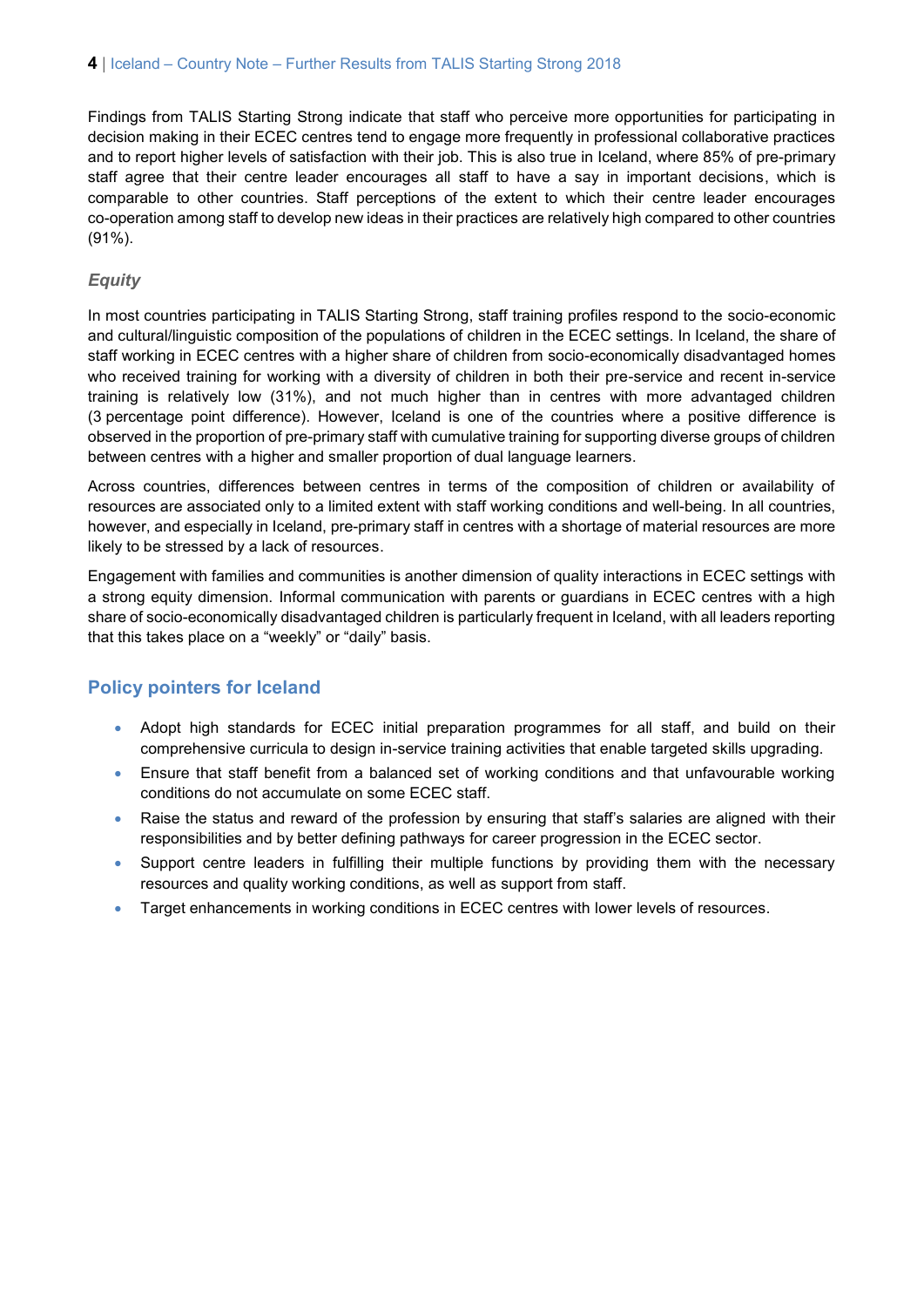Findings from TALIS Starting Strong indicate that staff who perceive more opportunities for participating in decision making in their ECEC centres tend to engage more frequently in professional collaborative practices and to report higher levels of satisfaction with their job. This is also true in Iceland, where 85% of pre-primary staff agree that their centre leader encourages all staff to have a say in important decisions, which is comparable to other countries. Staff perceptions of the extent to which their centre leader encourages co-operation among staff to develop new ideas in their practices are relatively high compared to other countries (91%).

### *Equity*

In most countries participating in TALIS Starting Strong, staff training profiles respond to the socio-economic and cultural/linguistic composition of the populations of children in the ECEC settings. In Iceland, the share of staff working in ECEC centres with a higher share of children from socio-economically disadvantaged homes who received training for working with a diversity of children in both their pre-service and recent in-service training is relatively low (31%), and not much higher than in centres with more advantaged children (3 percentage point difference). However, Iceland is one of the countries where a positive difference is observed in the proportion of pre-primary staff with cumulative training for supporting diverse groups of children between centres with a higher and smaller proportion of dual language learners.

Across countries, differences between centres in terms of the composition of children or availability of resources are associated only to a limited extent with staff working conditions and well-being. In all countries, however, and especially in Iceland, pre-primary staff in centres with a shortage of material resources are more likely to be stressed by a lack of resources.

Engagement with families and communities is another dimension of quality interactions in ECEC settings with a strong equity dimension. Informal communication with parents or guardians in ECEC centres with a high share of socio-economically disadvantaged children is particularly frequent in Iceland, with all leaders reporting that this takes place on a "weekly" or "daily" basis.

## Policy pointers for Iceland

- Adopt high standards for ECEC initial preparation programmes for all staff, and build on their comprehensive curricula to design in-service training activities that enable targeted skills upgrading.
- Ensure that staff benefit from a balanced set of working conditions and that unfavourable working conditions do not accumulate on some ECEC staff.
- Raise the status and reward of the profession by ensuring that staff's salaries are aligned with their responsibilities and by better defining pathways for career progression in the ECEC sector.
- Support centre leaders in fulfilling their multiple functions by providing them with the necessary resources and quality working conditions, as well as support from staff.
- Target enhancements in working conditions in ECEC centres with lower levels of resources.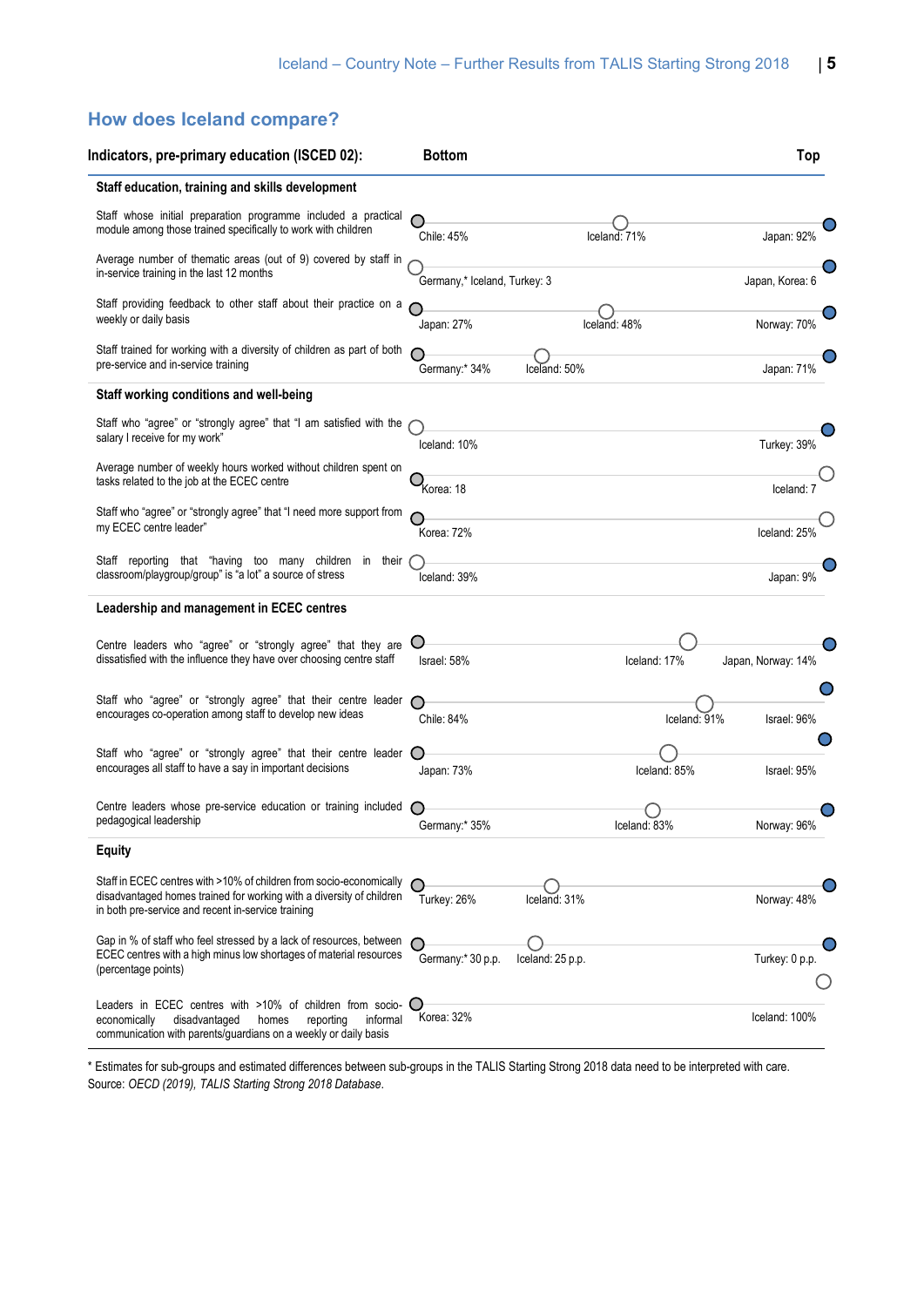## How does Iceland compare?

| Indicators, pre-primary education (ISCED 02): | Bottom | | Top |
|---|---|---|---|
| **Staff education, training and skills development** | | | |
| Staff whose initial preparation programme included a practical module among those trained specifically to work with children | Chile: 45% | Iceland: 71% | Japan: 92% |
| Average number of thematic areas (out of 9) covered by staff in in-service training in the last 12 months | Germany,* Iceland, Turkey: 3 | | Japan, Korea: 6 |
| Staff providing feedback to other staff about their practice on a weekly or daily basis | Japan: 27% | Iceland: 48% | Norway: 70% |
| Staff trained for working with a diversity of children as part of both pre-service and in-service training | Germany:* 34% | Iceland: 50% | Japan: 71% |
| **Staff working conditions and well-being** | | | |
| Staff who "agree" or "strongly agree" that "I am satisfied with the salary I receive for my work" | Iceland: 10% | | Turkey: 39% |
| Average number of weekly hours worked without children spent on tasks related to the job at the ECEC centre | Korea: 18 | | Iceland: 7 |
| Staff who "agree" or "strongly agree" that "I need more support from my ECEC centre leader" | Korea: 72% | | Iceland: 25% |
| Staff reporting that "having too many children in their classroom/playgroup/group" is "a lot" a source of stress | Iceland: 39% | | Japan: 9% |
| **Leadership and management in ECEC centres** | | | |
| Centre leaders who "agree" or "strongly agree" that they are dissatisfied with the influence they have over choosing centre staff | Israel: 58% | Iceland: 17% | Japan, Norway: 14% |
| Staff who "agree" or "strongly agree" that their centre leader encourages co-operation among staff to develop new ideas | Chile: 84% | Iceland: 91% | Israel: 96% |
| Staff who "agree" or "strongly agree" that their centre leader encourages all staff to have a say in important decisions | Japan: 73% | Iceland: 85% | Israel: 95% |
| Centre leaders whose pre-service education or training included pedagogical leadership | Germany:* 35% | Iceland: 83% | Norway: 96% |
| **Equity** | | | |
| Staff in ECEC centres with >10% of children from socio-economically disadvantaged homes trained for working with a diversity of children in both pre-service and recent in-service training | Turkey: 26% | Iceland: 31% | Norway: 48% |
| Gap in % of staff who feel stressed by a lack of resources, between ECEC centres with a high minus low shortages of material resources (percentage points) | Germany:* 30 p.p. | Iceland: 25 p.p. | Turkey: 0 p.p. |
| Leaders in ECEC centres with >10% of children from socio-economically disadvantaged homes reporting informal communication with parents/guardians on a weekly or daily basis | Korea: 32% | | Iceland: 100% |

\* Estimates for sub-groups and estimated differences between sub-groups in the TALIS Starting Strong 2018 data need to be interpreted with care.

Source: *OECD (2019), TALIS Starting Strong 2018 Database*.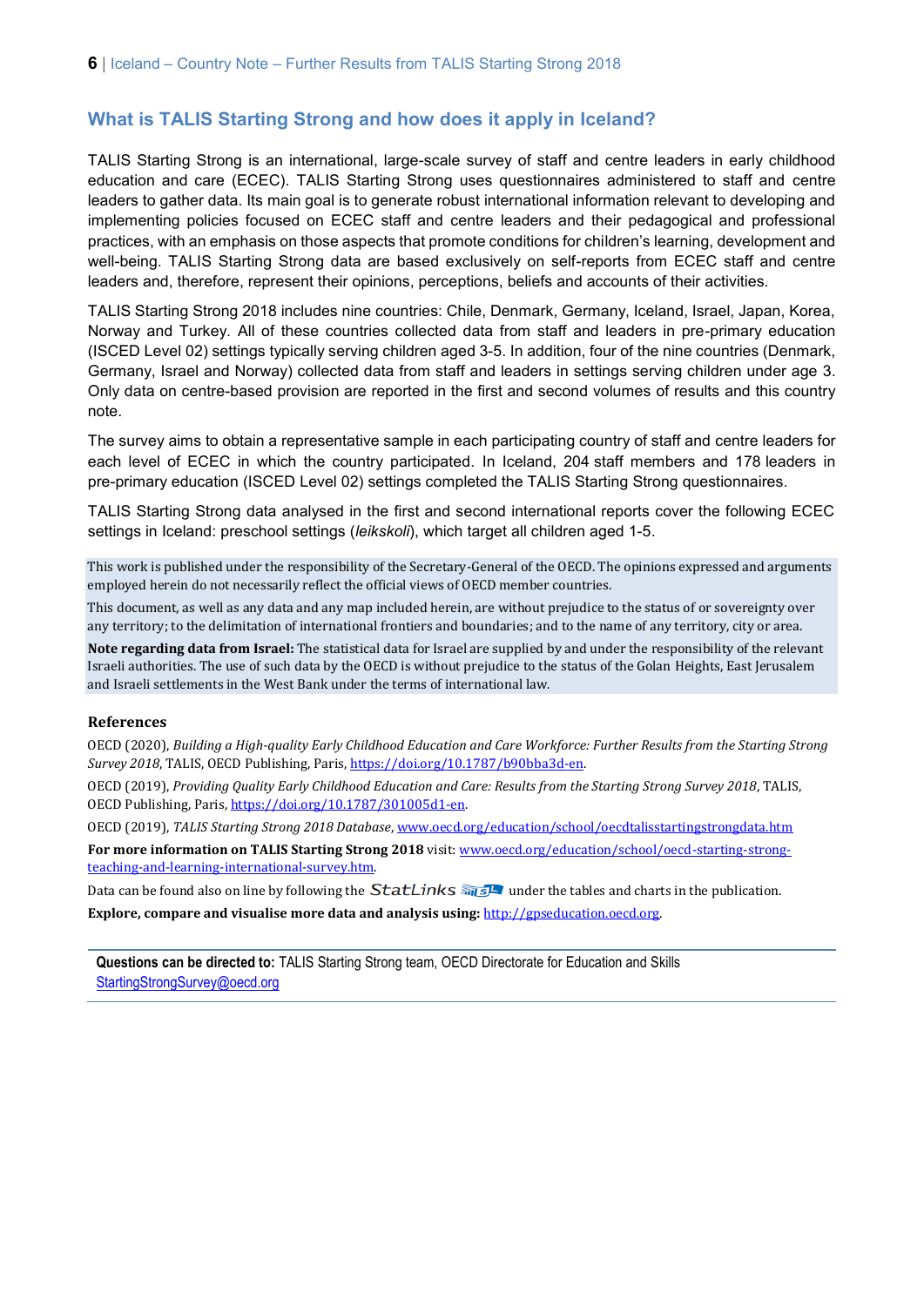## What is TALIS Starting Strong and how does it apply in Iceland?

TALIS Starting Strong is an international, large-scale survey of staff and centre leaders in early childhood education and care (ECEC). TALIS Starting Strong uses questionnaires administered to staff and centre leaders to gather data. Its main goal is to generate robust international information relevant to developing and implementing policies focused on ECEC staff and centre leaders and their pedagogical and professional practices, with an emphasis on those aspects that promote conditions for children's learning, development and well-being. TALIS Starting Strong data are based exclusively on self-reports from ECEC staff and centre leaders and, therefore, represent their opinions, perceptions, beliefs and accounts of their activities.

TALIS Starting Strong 2018 includes nine countries: Chile, Denmark, Germany, Iceland, Israel, Japan, Korea, Norway and Turkey. All of these countries collected data from staff and leaders in pre-primary education (ISCED Level 02) settings typically serving children aged 3-5. In addition, four of the nine countries (Denmark, Germany, Israel and Norway) collected data from staff and leaders in settings serving children under age 3. Only data on centre-based provision are reported in the first and second volumes of results and this country note.

The survey aims to obtain a representative sample in each participating country of staff and centre leaders for each level of ECEC in which the country participated. In Iceland, 204 staff members and 178 leaders in pre-primary education (ISCED Level 02) settings completed the TALIS Starting Strong questionnaires.

TALIS Starting Strong data analysed in the first and second international reports cover the following ECEC settings in Iceland: preschool settings (*leikskoli*), which target all children aged 1-5.

This work is published under the responsibility of the Secretary-General of the OECD. The opinions expressed and arguments employed herein do not necessarily reflect the official views of OECD member countries.

This document, as well as any data and any map included herein, are without prejudice to the status of or sovereignty over any territory; to the delimitation of international frontiers and boundaries; and to the name of any territory, city or area.

**Note regarding data from Israel:** The statistical data for Israel are supplied by and under the responsibility of the relevant Israeli authorities. The use of such data by the OECD is without prejudice to the status of the Golan Heights, East Jerusalem and Israeli settlements in the West Bank under the terms of international law.

### References

OECD (2020), *Building a High-quality Early Childhood Education and Care Workforce: Further Results from the Starting Strong Survey 2018*, TALIS, OECD Publishing, Paris, https://doi.org/10.1787/b90bba3d-en.

OECD (2019), *Providing Quality Early Childhood Education and Care: Results from the Starting Strong Survey 2018*, TALIS, OECD Publishing, Paris, https://doi.org/10.1787/301005d1-en.

OECD (2019), *TALIS Starting Strong 2018 Database*, www.oecd.org/education/school/oecdtalisstartingstrongdata.htm

**For more information on TALIS Starting Strong 2018** visit: www.oecd.org/education/school/oecd-starting-strong-teaching-and-learning-international-survey.htm.

Data can be found also on line by following the StatLinks under the tables and charts in the publication.

**Explore, compare and visualise more data and analysis using:** http://gpseducation.oecd.org.

**Questions can be directed to:** TALIS Starting Strong team, OECD Directorate for Education and Skills
StartingStrongSurvey@oecd.org